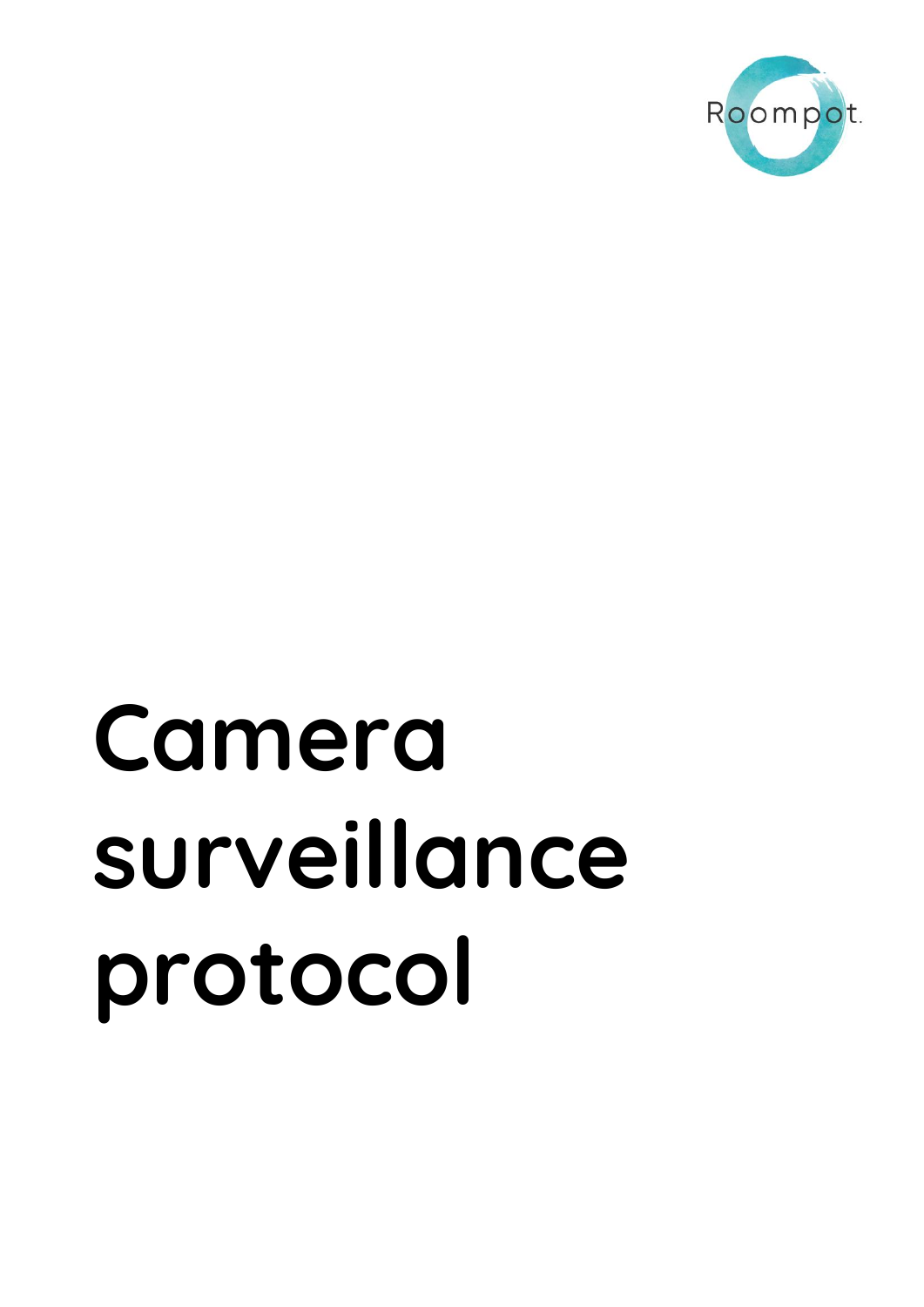Roompot.

# Camera surveillance protocol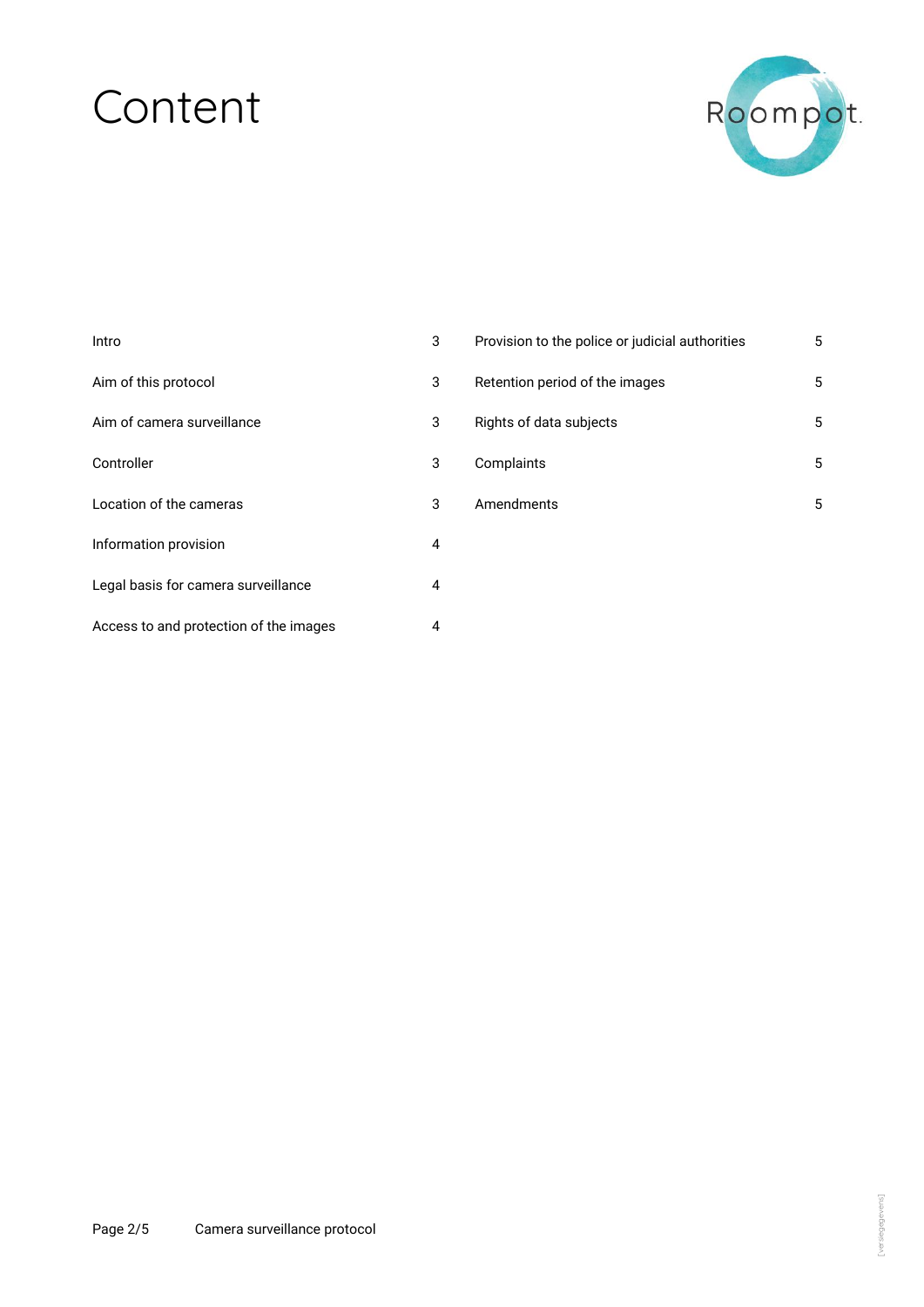# Content

| | |
|---|---|
| Intro | 3 |
| Aim of this protocol | 3 |
| Aim of camera surveillance | 3 |
| Controller | 3 |
| Location of the cameras | 3 |
| Information provision | 4 |
| Legal basis for camera surveillance | 4 |
| Access to and protection of the images | 4 |
| Provision to the police or judicial authorities | 5 |
| Retention period of the images | 5 |
| Rights of data subjects | 5 |
| Complaints | 5 |
| Amendments | 5 |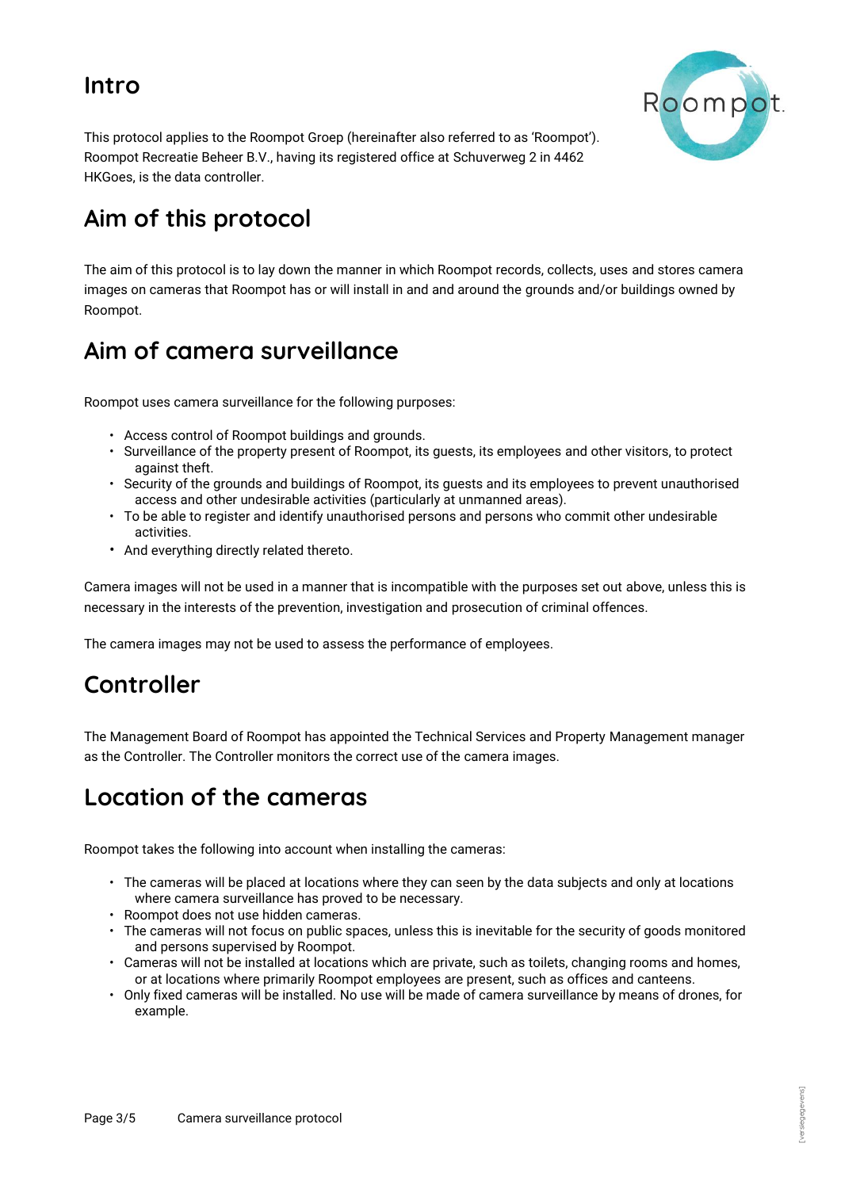## Intro

This protocol applies to the Roompot Groep (hereinafter also referred to as 'Roompot'). Roompot Recreatie Beheer B.V., having its registered office at Schuverweg 2 in 4462 HKGoes, is the data controller.

## Aim of this protocol

The aim of this protocol is to lay down the manner in which Roompot records, collects, uses and stores camera images on cameras that Roompot has or will install in and and around the grounds and/or buildings owned by Roompot.

## Aim of camera surveillance

Roompot uses camera surveillance for the following purposes:

- Access control of Roompot buildings and grounds.
- Surveillance of the property present of Roompot, its guests, its employees and other visitors, to protect against theft.
- Security of the grounds and buildings of Roompot, its guests and its employees to prevent unauthorised access and other undesirable activities (particularly at unmanned areas).
- To be able to register and identify unauthorised persons and persons who commit other undesirable activities.
- And everything directly related thereto.

Camera images will not be used in a manner that is incompatible with the purposes set out above, unless this is necessary in the interests of the prevention, investigation and prosecution of criminal offences.

The camera images may not be used to assess the performance of employees.

## Controller

The Management Board of Roompot has appointed the Technical Services and Property Management manager as the Controller. The Controller monitors the correct use of the camera images.

## Location of the cameras

Roompot takes the following into account when installing the cameras:

- The cameras will be placed at locations where they can seen by the data subjects and only at locations where camera surveillance has proved to be necessary.
- Roompot does not use hidden cameras.
- The cameras will not focus on public spaces, unless this is inevitable for the security of goods monitored and persons supervised by Roompot.
- Cameras will not be installed at locations which are private, such as toilets, changing rooms and homes, or at locations where primarily Roompot employees are present, such as offices and canteens.
- Only fixed cameras will be installed. No use will be made of camera surveillance by means of drones, for example.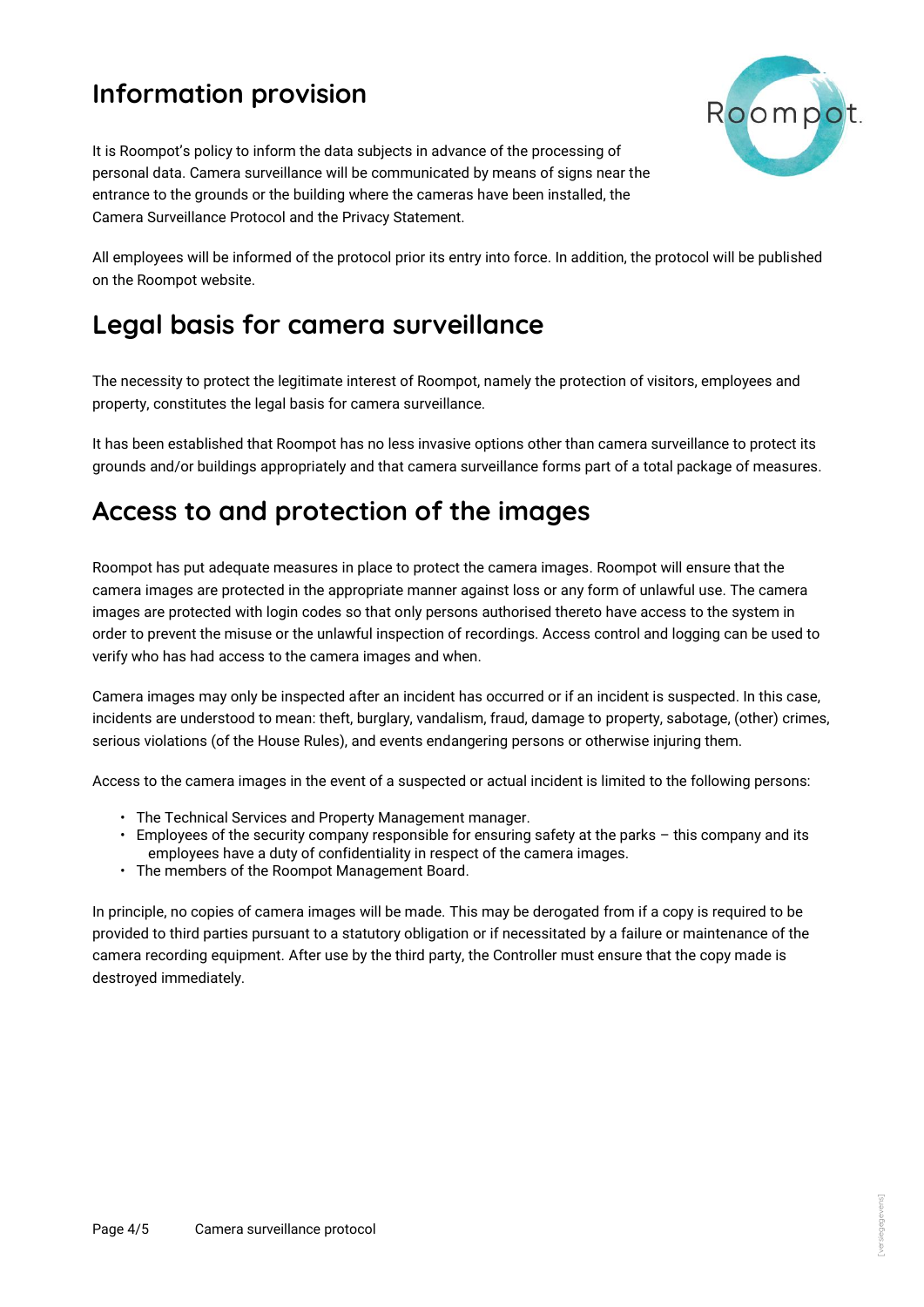## Information provision

It is Roompot's policy to inform the data subjects in advance of the processing of personal data. Camera surveillance will be communicated by means of signs near the entrance to the grounds or the building where the cameras have been installed, the Camera Surveillance Protocol and the Privacy Statement.

All employees will be informed of the protocol prior its entry into force. In addition, the protocol will be published on the Roompot website.

## Legal basis for camera surveillance

The necessity to protect the legitimate interest of Roompot, namely the protection of visitors, employees and property, constitutes the legal basis for camera surveillance.

It has been established that Roompot has no less invasive options other than camera surveillance to protect its grounds and/or buildings appropriately and that camera surveillance forms part of a total package of measures.

## Access to and protection of the images

Roompot has put adequate measures in place to protect the camera images. Roompot will ensure that the camera images are protected in the appropriate manner against loss or any form of unlawful use. The camera images are protected with login codes so that only persons authorised thereto have access to the system in order to prevent the misuse or the unlawful inspection of recordings. Access control and logging can be used to verify who has had access to the camera images and when.

Camera images may only be inspected after an incident has occurred or if an incident is suspected. In this case, incidents are understood to mean: theft, burglary, vandalism, fraud, damage to property, sabotage, (other) crimes, serious violations (of the House Rules), and events endangering persons or otherwise injuring them.

Access to the camera images in the event of a suspected or actual incident is limited to the following persons:

- The Technical Services and Property Management manager.
- Employees of the security company responsible for ensuring safety at the parks – this company and its employees have a duty of confidentiality in respect of the camera images.
- The members of the Roompot Management Board.

In principle, no copies of camera images will be made. This may be derogated from if a copy is required to be provided to third parties pursuant to a statutory obligation or if necessitated by a failure or maintenance of the camera recording equipment. After use by the third party, the Controller must ensure that the copy made is destroyed immediately.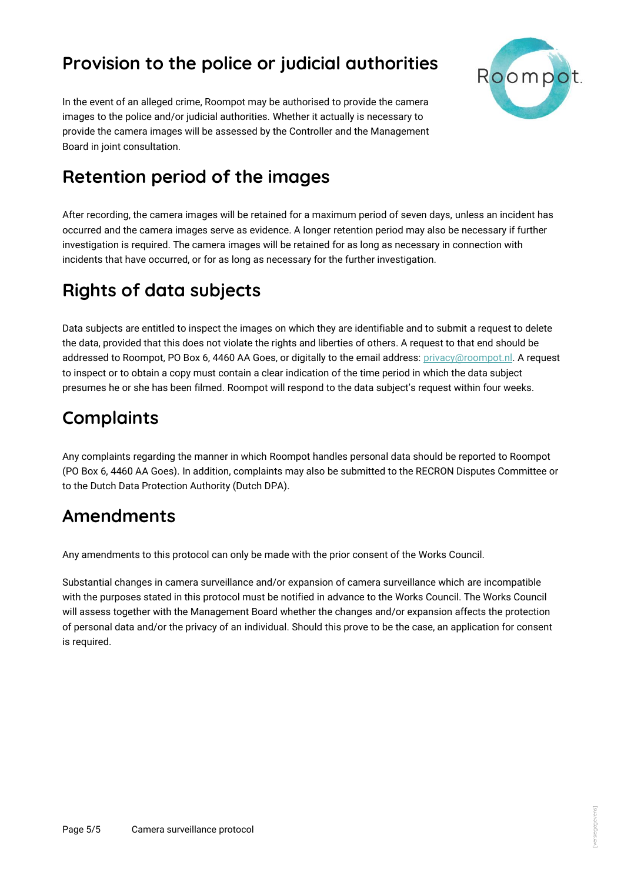## Provision to the police or judicial authorities

In the event of an alleged crime, Roompot may be authorised to provide the camera images to the police and/or judicial authorities. Whether it actually is necessary to provide the camera images will be assessed by the Controller and the Management Board in joint consultation.

## Retention period of the images

After recording, the camera images will be retained for a maximum period of seven days, unless an incident has occurred and the camera images serve as evidence. A longer retention period may also be necessary if further investigation is required. The camera images will be retained for as long as necessary in connection with incidents that have occurred, or for as long as necessary for the further investigation.

## Rights of data subjects

Data subjects are entitled to inspect the images on which they are identifiable and to submit a request to delete the data, provided that this does not violate the rights and liberties of others. A request to that end should be addressed to Roompot, PO Box 6, 4460 AA Goes, or digitally to the email address: privacy@roompot.nl. A request to inspect or to obtain a copy must contain a clear indication of the time period in which the data subject presumes he or she has been filmed. Roompot will respond to the data subject's request within four weeks.

## Complaints

Any complaints regarding the manner in which Roompot handles personal data should be reported to Roompot (PO Box 6, 4460 AA Goes). In addition, complaints may also be submitted to the RECRON Disputes Committee or to the Dutch Data Protection Authority (Dutch DPA).

## Amendments

Any amendments to this protocol can only be made with the prior consent of the Works Council.

Substantial changes in camera surveillance and/or expansion of camera surveillance which are incompatible with the purposes stated in this protocol must be notified in advance to the Works Council. The Works Council will assess together with the Management Board whether the changes and/or expansion affects the protection of personal data and/or the privacy of an individual. Should this prove to be the case, an application for consent is required.